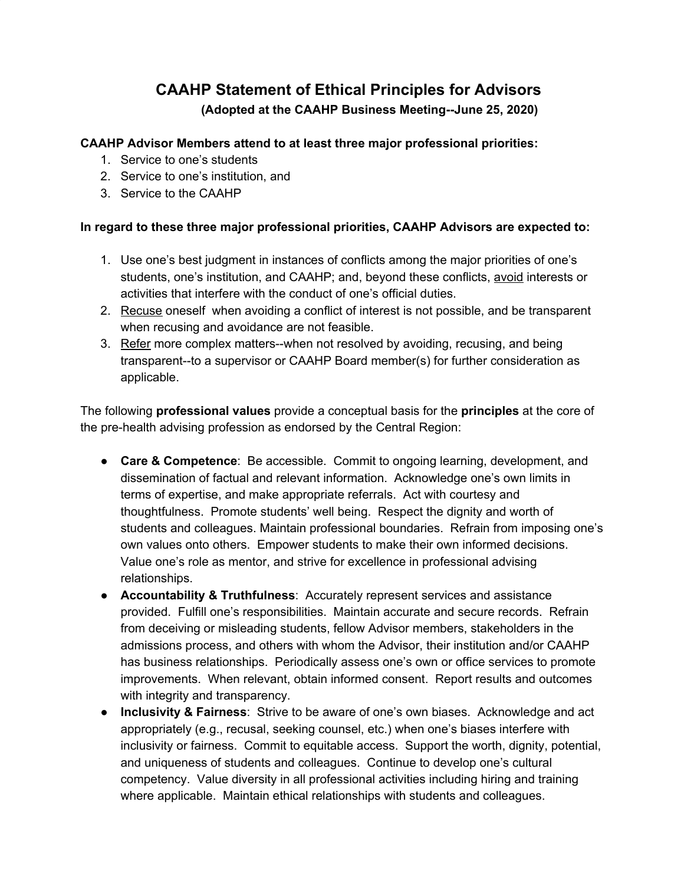# CAAHP Statement of Ethical Principles for Advisors

**(Adopted at the CAAHP Business Meeting--June 25, 2020)**

**CAAHP Advisor Members attend to at least three major professional priorities:**

1. Service to one's students
2. Service to one's institution, and
3. Service to the CAAHP

**In regard to these three major professional priorities, CAAHP Advisors are expected to:**

1. Use one's best judgment in instances of conflicts among the major priorities of one's students, one's institution, and CAAHP; and, beyond these conflicts, <u>avoid</u> interests or activities that interfere with the conduct of one's official duties.
2. <u>Recuse</u> oneself when avoiding a conflict of interest is not possible, and be transparent when recusing and avoidance are not feasible.
3. <u>Refer</u> more complex matters--when not resolved by avoiding, recusing, and being transparent--to a supervisor or CAAHP Board member(s) for further consideration as applicable.

The following **professional values** provide a conceptual basis for the **principles** at the core of the pre-health advising profession as endorsed by the Central Region:

- **Care & Competence**: Be accessible. Commit to ongoing learning, development, and dissemination of factual and relevant information. Acknowledge one's own limits in terms of expertise, and make appropriate referrals. Act with courtesy and thoughtfulness. Promote students' well being. Respect the dignity and worth of students and colleagues. Maintain professional boundaries. Refrain from imposing one's own values onto others. Empower students to make their own informed decisions. Value one's role as mentor, and strive for excellence in professional advising relationships.
- **Accountability & Truthfulness**: Accurately represent services and assistance provided. Fulfill one's responsibilities. Maintain accurate and secure records. Refrain from deceiving or misleading students, fellow Advisor members, stakeholders in the admissions process, and others with whom the Advisor, their institution and/or CAAHP has business relationships. Periodically assess one's own or office services to promote improvements. When relevant, obtain informed consent. Report results and outcomes with integrity and transparency.
- **Inclusivity & Fairness**: Strive to be aware of one's own biases. Acknowledge and act appropriately (e.g., recusal, seeking counsel, etc.) when one's biases interfere with inclusivity or fairness. Commit to equitable access. Support the worth, dignity, potential, and uniqueness of students and colleagues. Continue to develop one's cultural competency. Value diversity in all professional activities including hiring and training where applicable. Maintain ethical relationships with students and colleagues.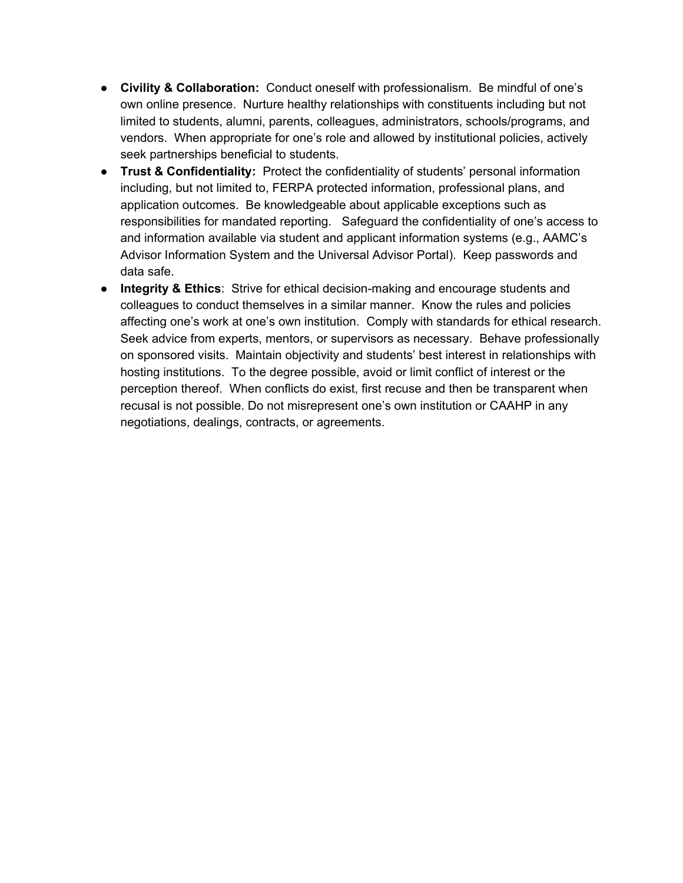- **Civility & Collaboration:** Conduct oneself with professionalism. Be mindful of one's own online presence. Nurture healthy relationships with constituents including but not limited to students, alumni, parents, colleagues, administrators, schools/programs, and vendors. When appropriate for one's role and allowed by institutional policies, actively seek partnerships beneficial to students.
- **Trust & Confidentiality:** Protect the confidentiality of students' personal information including, but not limited to, FERPA protected information, professional plans, and application outcomes. Be knowledgeable about applicable exceptions such as responsibilities for mandated reporting. Safeguard the confidentiality of one's access to and information available via student and applicant information systems (e.g., AAMC's Advisor Information System and the Universal Advisor Portal). Keep passwords and data safe.
- **Integrity & Ethics**: Strive for ethical decision-making and encourage students and colleagues to conduct themselves in a similar manner. Know the rules and policies affecting one's work at one's own institution. Comply with standards for ethical research. Seek advice from experts, mentors, or supervisors as necessary. Behave professionally on sponsored visits. Maintain objectivity and students' best interest in relationships with hosting institutions. To the degree possible, avoid or limit conflict of interest or the perception thereof. When conflicts do exist, first recuse and then be transparent when recusal is not possible. Do not misrepresent one's own institution or CAAHP in any negotiations, dealings, contracts, or agreements.